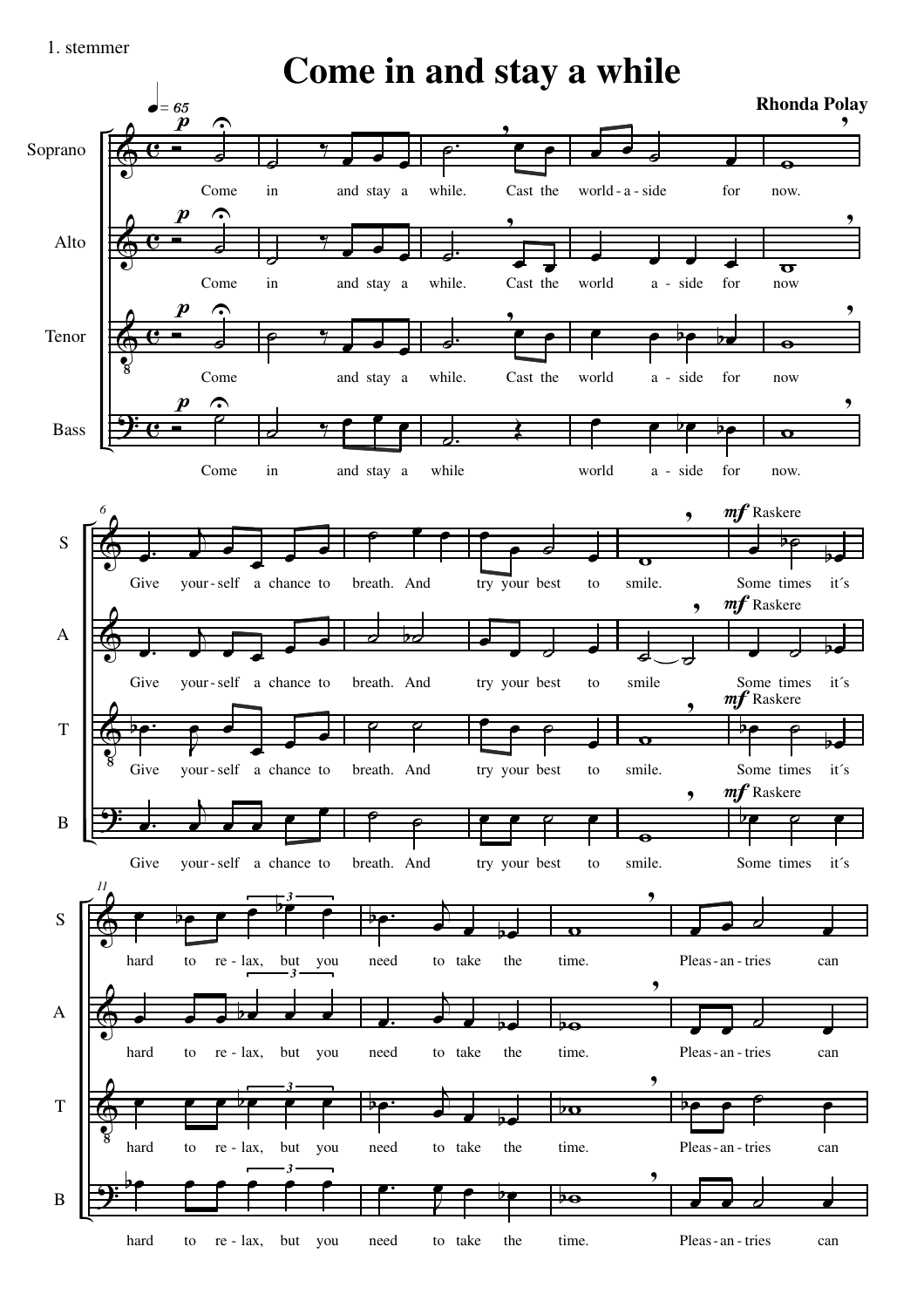1. stemmer

# Come in and stay a while

**Rhonda Polay**

♩= 65

Soprano: Come in and stay a while. Cast the world - a - side for now.

Alto: Come in and stay a while. Cast the world a - side for now

Tenor: Come and stay a while. Cast the world a - side for now

Bass: Come in and stay a while world a - side for now.

Give your - self a chance to breath. And try your best to smile. Some times it´s

*mf* Raskere

hard to re - lax, but you need to take the time. Pleas - an - tries can